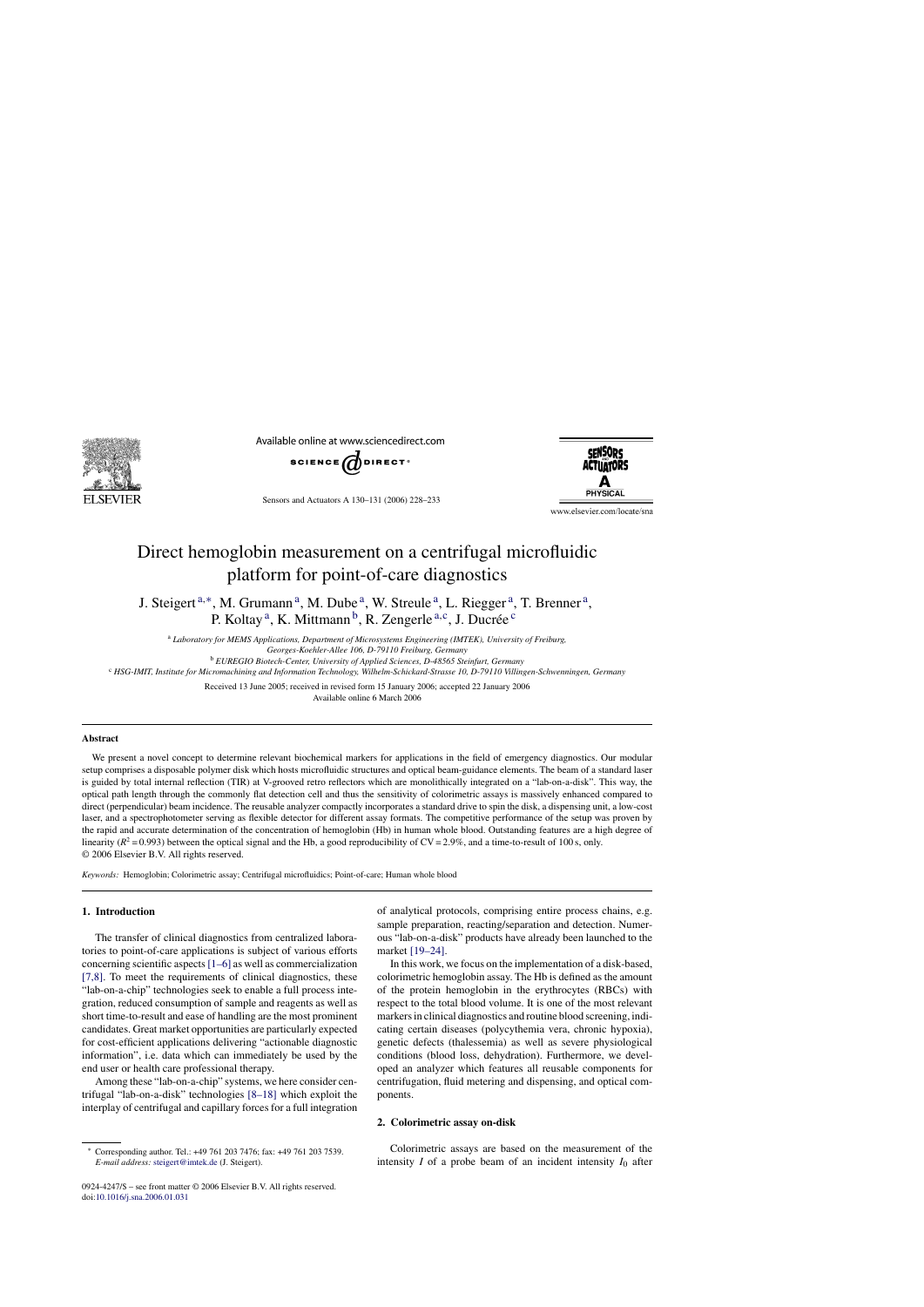# Direct hemoglobin measurement on a centrifugal microfluidic platform for point-of-care diagnostics

J. Steigert[a,*], M. Grumann[a], M. Dube[a], W. Streule[a], L. Riegger[a], T. Brenner[a], P. Koltay[a], K. Mittmann[b], R. Zengerle[a,c], J. Ducrée[c]

[a] *Laboratory for MEMS Applications, Department of Microsystems Engineering (IMTEK), University of Freiburg, Georges-Koehler-Allee 106, D-79110 Freiburg, Germany*

[b] *EUREGIO Biotech-Center, University of Applied Sciences, D-48565 Steinfurt, Germany*

[c] *HSG-IMIT, Institute for Micromachining and Information Technology, Wilhelm-Schickard-Strasse 10, D-79110 Villingen-Schwenningen, Germany*

Received 13 June 2005; received in revised form 15 January 2006; accepted 22 January 2006
Available online 6 March 2006

## Abstract

We present a novel concept to determine relevant biochemical markers for applications in the field of emergency diagnostics. Our modular setup comprises a disposable polymer disk which hosts microfluidic structures and optical beam-guidance elements. The beam of a standard laser is guided by total internal reflection (TIR) at V-grooved retro reflectors which are monolithically integrated on a "lab-on-a-disk". This way, the optical path length through the commonly flat detection cell and thus the sensitivity of colorimetric assays is massively enhanced compared to direct (perpendicular) beam incidence. The reusable analyzer compactly incorporates a standard drive to spin the disk, a dispensing unit, a low-cost laser, and a spectrophotometer serving as flexible detector for different assay formats. The competitive performance of the setup was proven by the rapid and accurate determination of the concentration of hemoglobin (Hb) in human whole blood. Outstanding features are a high degree of linearity ($R^2 = 0.993$) between the optical signal and the Hb, a good reproducibility of CV = 2.9%, and a time-to-result of 100 s, only.
© 2006 Elsevier B.V. All rights reserved.

*Keywords:* Hemoglobin; Colorimetric assay; Centrifugal microfluidics; Point-of-care; Human whole blood

## 1. Introduction

The transfer of clinical diagnostics from centralized laboratories to point-of-care applications is subject of various efforts concerning scientific aspects [1–6] as well as commercialization [7,8]. To meet the requirements of clinical diagnostics, these "lab-on-a-chip" technologies seek to enable a full process integration, reduced consumption of sample and reagents as well as short time-to-result and ease of handling are the most prominent candidates. Great market opportunities are particularly expected for cost-efficient applications delivering "actionable diagnostic information", i.e. data which can immediately be used by the end user or health care professional therapy.

Among these "lab-on-a-chip" systems, we here consider centrifugal "lab-on-a-disk" technologies [8–18] which exploit the interplay of centrifugal and capillary forces for a full integration of analytical protocols, comprising entire process chains, e.g. sample preparation, reacting/separation and detection. Numerous "lab-on-a-disk" products have already been launched to the market [19–24].

In this work, we focus on the implementation of a disk-based, colorimetric hemoglobin assay. The Hb is defined as the amount of the protein hemoglobin in the erythrocytes (RBCs) with respect to the total blood volume. It is one of the most relevant markers in clinical diagnostics and routine blood screening, indicating certain diseases (polycythemia vera, chronic hypoxia), genetic defects (thalessemia) as well as severe physiological conditions (blood loss, dehydration). Furthermore, we developed an analyzer which features all reusable components for centrifugation, fluid metering and dispensing, and optical components.

## 2. Colorimetric assay on-disk

Colorimetric assays are based on the measurement of the intensity $I$ of a probe beam of an incident intensity $I_0$ after

---

* Corresponding author. Tel.: +49 761 203 7476; fax: +49 761 203 7539.
*E-mail address:* steigert@imtek.de (J. Steigert).

0924-4247/$ – see front matter © 2006 Elsevier B.V. All rights reserved.
doi:10.1016/j.sna.2006.01.031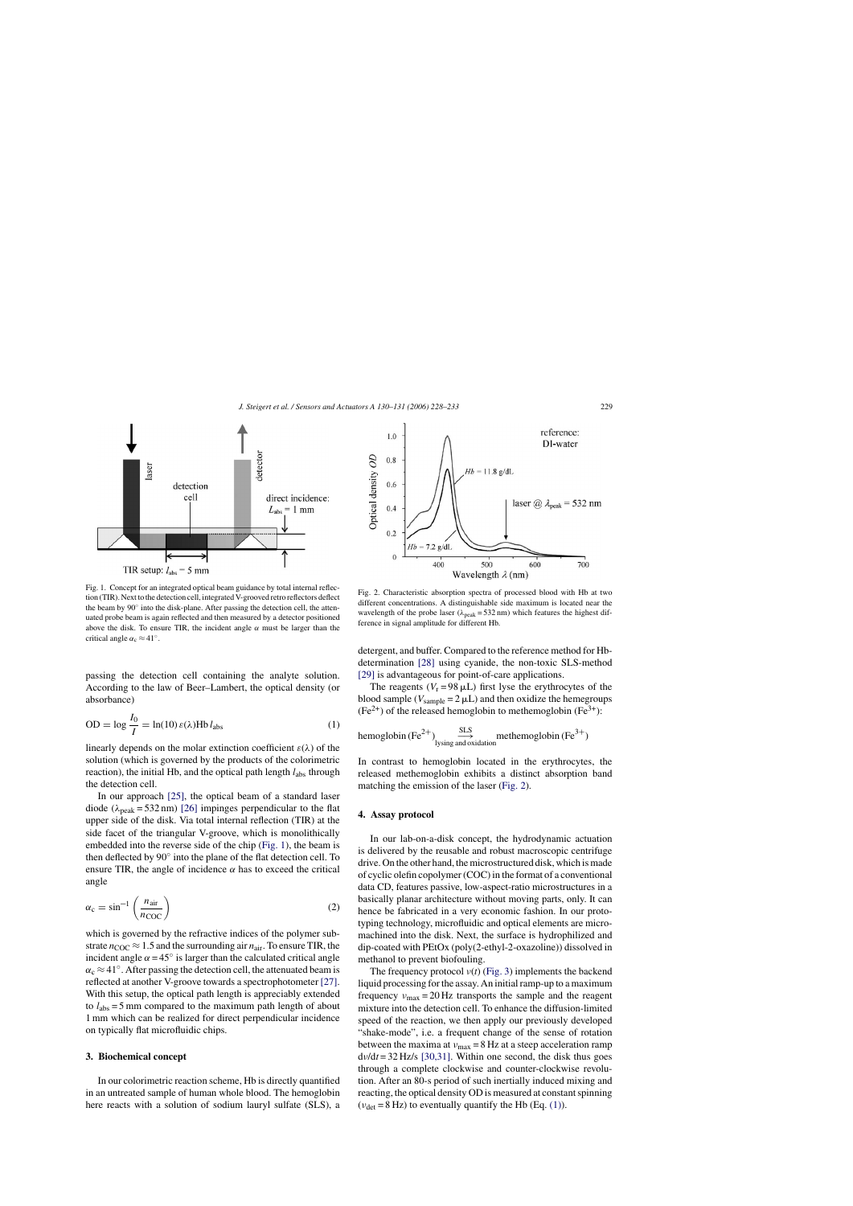Fig. 1. Concept for an integrated optical beam guidance by total internal reflection (TIR). Next to the detection cell, integrated V-grooved retroreflectors deflect the beam by 90° into the disk-plane. After passing the detection cell, the attenuated probe beam is again reflected and then measured by a detector positioned above the disk. To ensure TIR, the incident angle $\alpha$ must be larger than the critical angle $\alpha_c \approx 41°$.

passing the detection cell containing the analyte solution. According to the law of Beer–Lambert, the optical density (or absorbance)

$$\mathrm{OD} = \log \frac{I_0}{I} = \ln(10)\,\varepsilon(\lambda)\mathrm{Hb}\, l_{\mathrm{abs}} \tag{1}$$

linearly depends on the molar extinction coefficient $\varepsilon(\lambda)$ of the solution (which is governed by the products of the colorimetric reaction), the initial Hb, and the optical path length $l_{abs}$ through the detection cell.

In our approach [25], the optical beam of a standard laser diode ($\lambda_{peak} = 532$ nm) [26] impinges perpendicular to the flat upper side of the disk. Via total internal reflection (TIR) at the side facet of the triangular V-groove, which is monolithically embedded into the reverse side of the chip (Fig. 1), the beam is then deflected by 90° into the plane of the flat detection cell. To ensure TIR, the angle of incidence $\alpha$ has to exceed the critical angle

$$\alpha_c = \sin^{-1}\left(\frac{n_{\mathrm{air}}}{n_{\mathrm{COC}}}\right) \tag{2}$$

which is governed by the refractive indices of the polymer substrate $n_{COC} \approx 1.5$ and the surrounding air $n_{air}$. To ensure TIR, the incident angle $\alpha = 45°$ is larger than the calculated critical angle $\alpha_c \approx 41°$. After passing the detection cell, the attenuated beam is reflected at another V-groove towards a spectrophotometer [27]. With this setup, the optical path length is appreciably extended to $l_{abs} = 5$ mm compared to the maximum path length of about 1 mm which can be realized for direct perpendicular incidence on typically flat microfluidic chips.

## 3. Biochemical concept

In our colorimetric reaction scheme, Hb is directly quantified in an untreated sample of human whole blood. The hemoglobin here reacts with a solution of sodium lauryl sulfate (SLS), a

Fig. 2. Characteristic absorption spectra of processed blood with Hb at two different concentrations. A distinguishable side maximum is located near the wavelength of the probe laser ($\lambda_{peak} = 532$ nm) which features the highest difference in signal amplitude for different Hb.

detergent, and buffer. Compared to the reference method for Hb-determination [28] using cyanide, the non-toxic SLS-method [29] is advantageous for point-of-care applications.

The reagents ($V_r = 98\,\mu$L) first lyse the erythrocytes of the blood sample ($V_{sample} = 2\,\mu$L) and then oxidize the hemegroups ($Fe^{2+}$) of the released hemoglobin to methemoglobin ($Fe^{3+}$):

$$\text{hemoglobin}\,(\mathrm{Fe}^{2+})\ \underset{\text{lysing and oxidation}}{\overset{\text{SLS}}{\longrightarrow}}\ \text{methemoglobin}\,(\mathrm{Fe}^{3+})$$

In contrast to hemoglobin located in the erythrocytes, the released methemoglobin exhibits a distinct absorption band matching the emission of the laser (Fig. 2).

## 4. Assay protocol

In our lab-on-a-disk concept, the hydrodynamic actuation is delivered by the reusable and robust macroscopic centrifuge drive. On the other hand, the microstructured disk, which is made of cyclic olefin copolymer (COC) in the format of a conventional data CD, features passive, low-aspect-ratio microstructures in a basically planar architecture without moving parts, only. It can hence be fabricated in a very economic fashion. In our prototyping technology, microfluidic and optical elements are micromachined into the disk. Next, the surface is hydrophilized and dip-coated with PEtOx (poly(2-ethyl-2-oxazoline)) dissolved in methanol to prevent biofouling.

The frequency protocol $\nu(t)$ (Fig. 3) implements the backend liquid processing for the assay. An initial ramp-up to a maximum frequency $\nu_{max} = 20$ Hz transports the sample and the reagent mixture into the detection cell. To enhance the diffusion-limited speed of the reaction, we then apply our previously developed "shake-mode", i.e. a frequent change of the sense of rotation between the maxima at $\nu_{max} = 8$ Hz at a steep acceleration ramp $d\nu/dt = 32$ Hz/s [30,31]. Within one second, the disk thus goes through a complete clockwise and counter-clockwise revolution. After an 80-s period of such inertially induced mixing and reacting, the optical density OD is measured at constant spinning ($\nu_{det} = 8$ Hz) to eventually quantify the Hb (Eq. (1)).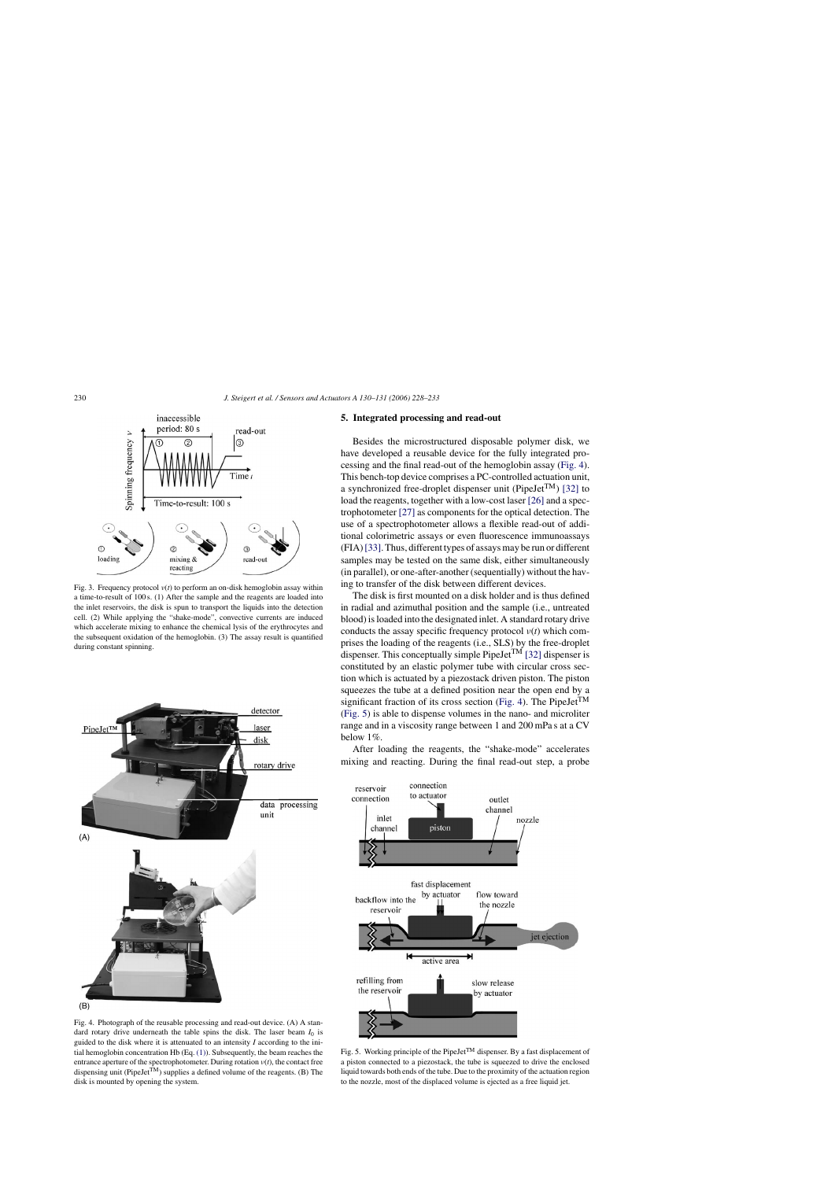Fig. 3. Frequency protocol $\nu(t)$ to perform an on-disk hemoglobin assay within a time-to-result of 100 s. (1) After the sample and the reagents are loaded into the inlet reservoirs, the disk is spun to transport the liquids into the detection cell. (2) While applying the "shake-mode", convective currents are induced which accelerate mixing to enhance the chemical lysis of the erythrocytes and the subsequent oxidation of the hemoglobin. (3) The assay result is quantified during constant spinning.

Fig. 4. Photograph of the reusable processing and read-out device. (A) A standard rotary drive underneath the table spins the disk. The laser beam $I_0$ is guided to the disk where it is attenuated to an intensity $I$ according to the initial hemoglobin concentration Hb (Eq. (1)). Subsequently, the beam reaches the entrance aperture of the spectrophotometer. During rotation $\nu(t)$, the contact free dispensing unit (PipeJet$^{\text{TM}}$) supplies a defined volume of the reagents. (B) The disk is mounted by opening the system.

## 5. Integrated processing and read-out

Besides the microstructured disposable polymer disk, we have developed a reusable device for the fully integrated processing and the final read-out of the hemoglobin assay (Fig. 4). This bench-top device comprises a PC-controlled actuation unit, a synchronized free-droplet dispenser unit (PipeJet$^{\text{TM}}$) [32] to load the reagents, together with a low-cost laser [26] and a spectrophotometer [27] as components for the optical detection. The use of a spectrophotometer allows a flexible read-out of additional colorimetric assays or even fluorescence immunoassays (FIA) [33]. Thus, different types of assays may be run or different samples may be tested on the same disk, either simultaneously (in parallel), or one-after-another (sequentially) without the having to transfer of the disk between different devices.

The disk is first mounted on a disk holder and is thus defined in radial and azimuthal position and the sample (i.e., untreated blood) is loaded into the designated inlet. A standard rotary drive conducts the assay specific frequency protocol $\nu(t)$ which comprises the loading of the reagents (i.e., SLS) by the free-droplet dispenser. This conceptually simple PipeJet$^{\text{TM}}$ [32] dispenser is constituted by an elastic polymer tube with circular cross section which is actuated by a piezostack driven piston. The piston squeezes the tube at a defined position near the open end by a significant fraction of its cross section (Fig. 4). The PipeJet$^{\text{TM}}$ (Fig. 5) is able to dispense volumes in the nano- and microliter range and in a viscosity range between 1 and 200 mPa s at a CV below 1%.

After loading the reagents, the "shake-mode" accelerates mixing and reacting. During the final read-out step, a probe

Fig. 5. Working principle of the PipeJet$^{\text{TM}}$ dispenser. By a fast displacement of a piston connected to a piezostack, the tube is squeezed to drive the enclosed liquid towards both ends of the tube. Due to the proximity of the actuation region to the nozzle, most of the displaced volume is ejected as a free liquid jet.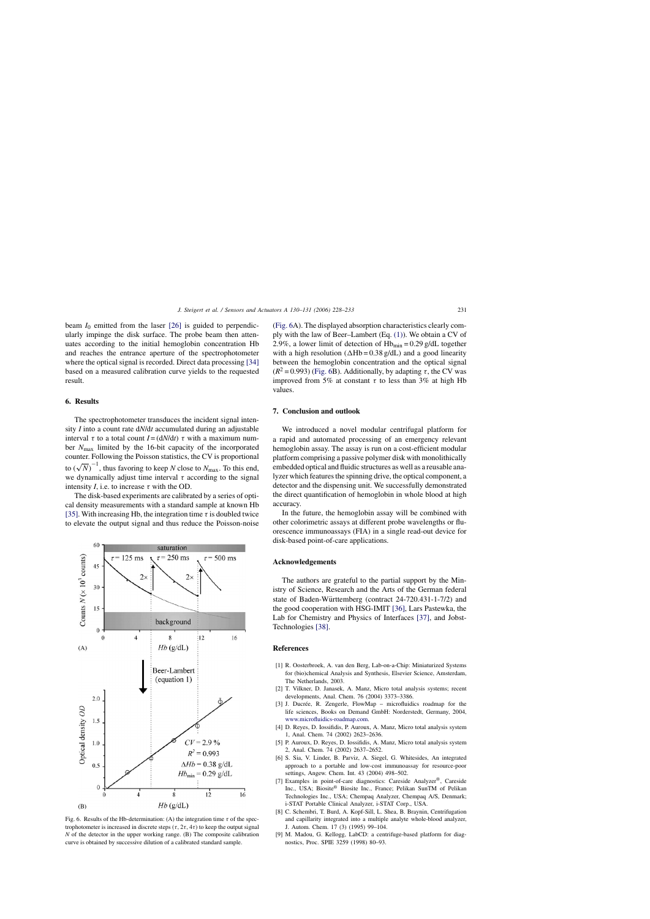beam $I_0$ emitted from the laser [26] is guided to perpendicularly impinge the disk surface. The probe beam then attenuates according to the initial hemoglobin concentration Hb and reaches the entrance aperture of the spectrophotometer where the optical signal is recorded. Direct data processing [34] based on a measured calibration curve yields to the requested result.

## 6. Results

The spectrophotometer transduces the incident signal intensity $I$ into a count rate d$N$/d$t$ accumulated during an adjustable interval $\tau$ to a total count $I = (\mathrm{d}N/\mathrm{d}t)\ \tau$ with a maximum number $N_{\max}$ limited by the 16-bit capacity of the incorporated counter. Following the Poisson statistics, the CV is proportional to $(\sqrt{N})^{-1}$, thus favoring to keep $N$ close to $N_{\max}$. To this end, we dynamically adjust time interval $\tau$ according to the signal intensity $I$, i.e. to increase $\tau$ with the OD.

The disk-based experiments are calibrated by a series of optical density measurements with a standard sample at known Hb [35]. With increasing Hb, the integration time $\tau$ is doubled twice to elevate the output signal and thus reduce the Poisson-noise (Fig. 6A). The displayed absorption characteristics clearly comply with the law of Beer–Lambert (Eq. (1)). We obtain a CV of 2.9%, a lower limit of detection of $\mathrm{Hb}_{\min} = 0.29$ g/dL together with a high resolution ($\Delta\mathrm{Hb} = 0.38$ g/dL) and a good linearity between the hemoglobin concentration and the optical signal ($R^2 = 0.993$) (Fig. 6B). Additionally, by adapting $\tau$, the CV was improved from 5% at constant $\tau$ to less than 3% at high Hb values.

Fig. 6. Results of the Hb-determination: (A) the integration time $\tau$ of the spectrophotometer is increased in discrete steps ($\tau$, $2\tau$, $4\tau$) to keep the output signal $N$ of the detector in the upper working range. (B) The composite calibration curve is obtained by successive dilution of a calibrated standard sample.

## 7. Conclusion and outlook

We introduced a novel modular centrifugal platform for a rapid and automated processing of an emergency relevant hemoglobin assay. The assay is run on a cost-efficient modular platform comprising a passive polymer disk with monolithically embedded optical and fluidic structures as well as a reusable analyzer which features the spinning drive, the optical component, a detector and the dispensing unit. We successfully demonstrated the direct quantification of hemoglobin in whole blood at high accuracy.

In the future, the hemoglobin assay will be combined with other colorimetric assays at different probe wavelengths or fluorescence immunoassays (FIA) in a single read-out device for disk-based point-of-care applications.

## Acknowledgements

The authors are grateful to the partial support by the Ministry of Science, Research and the Arts of the German federal state of Baden-Württemberg (contract 24-720.431-1-7/2) and the good cooperation with HSG-IMIT [36], Lars Pastewka, the Lab for Chemistry and Physics of Interfaces [37], and Jobst-Technologies [38].

## References

[1] R. Oosterbroek, A. van den Berg, Lab-on-a-Chip: Miniaturized Systems for (bio)chemical Analysis and Synthesis, Elsevier Science, Amsterdam, The Netherlands, 2003.

[2] T. Vilkner, D. Janasek, A. Manz, Micro total analysis systems; recent developments, Anal. Chem. 76 (2004) 3373–3386.

[3] J. Ducrée, R. Zengerle, FlowMap – microfluidics roadmap for the life sciences, Books on Demand GmbH: Norderstedt, Germany, 2004, www.microfluidics-roadmap.com.

[4] D. Reyes, D. Iossifidis, P. Auroux, A. Manz, Micro total analysis system 1, Anal. Chem. 74 (2002) 2623–2636.

[5] P. Auroux, D. Reyes, D. Iossifidis, A. Manz, Micro total analysis system 2, Anal. Chem. 74 (2002) 2637–2652.

[6] S. Sia, V. Linder, B. Parviz, A. Siegel, G. Whitesides, An integrated approach to a portable and low-cost immunoassay for resource-poor settings, Angew. Chem. Int. 43 (2004) 498–502.

[7] Examples in point-of-care diagnostics: Careside Analyzer®, Careside Inc., USA; Biosite® Biosite Inc., France; Pelikan SunTM of Pelikan Technologies Inc., USA; Chempaq Analyzer, Chempaq A/S, Denmark; i-STAT Portable Clinical Analyzer, i-STAT Corp., USA.

[8] C. Schembri, T. Burd, A. Kopf-Sill, L. Shea, B. Braynin, Centrifugation and capillarity integrated into a multiple analyte whole-blood analyzer, J. Autom. Chem. 17 (3) (1995) 99–104.

[9] M. Madou, G. Kellogg, LabCD: a centrifuge-based platform for diagnostics, Proc. SPIE 3259 (1998) 80–93.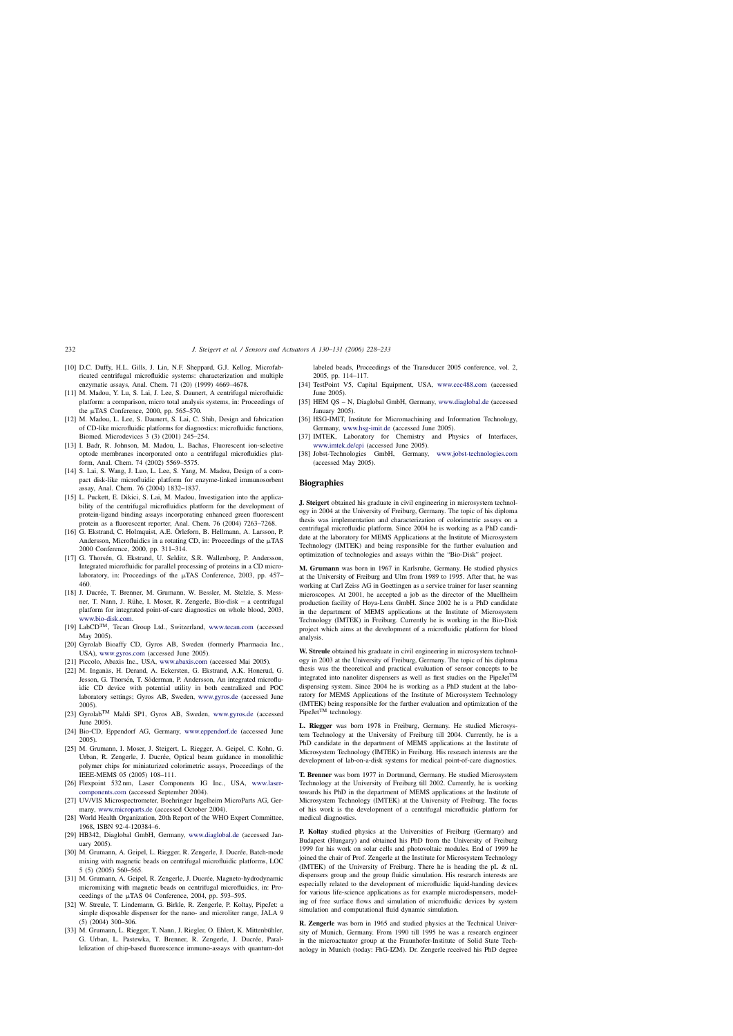[10] D.C. Duffy, H.L. Gills, J. Lin, N.F. Sheppard, G.J. Kellog, Microfabricated centrifugal microfluidic systems: characterization and multiple enzymatic assays, Anal. Chem. 71 (20) (1999) 4669–4678.

[11] M. Madou, Y. Lu, S. Lai, J. Lee, S. Daunert, A centrifugal microfluidic platform: a comparison, micro total analysis systems, in: Proceedings of the μTAS Conference, 2000, pp. 565–570.

[12] M. Madou, L. Lee, S. Daunert, S. Lai, C. Shih, Design and fabrication of CD-like microfluidic platforms for diagnostics: microfluidic functions, Biomed. Microdevices 3 (3) (2001) 245–254.

[13] I. Badr, R. Johnson, M. Madou, L. Bachas, Fluorescent ion-selective optode membranes incorporated onto a centrifugal microfluidics platform, Anal. Chem. 74 (2002) 5569–5575.

[14] S. Lai, S. Wang, J. Luo, L. Lee, S. Yang, M. Madou, Design of a compact disk-like microfluidic platform for enzyme-linked immunosorbent assay, Anal. Chem. 76 (2004) 1832–1837.

[15] L. Puckett, E. Dikici, S. Lai, M. Madou, Investigation into the applicability of the centrifugal microfluidics platform for the development of protein-ligand binding assays incorporating enhanced green fluorescent protein as a fluorescent reporter, Anal. Chem. 76 (2004) 7263–7268.

[16] G. Ekstrand, C. Holmquist, A.E. Örleforn, B. Hellmann, A. Larsson, P. Andersson, Microfluidics in a rotating CD, in: Proceedings of the μTAS 2000 Conference, 2000, pp. 311–314.

[17] G. Thorsén, G. Ekstrand, U. Selditz, S.R. Wallenborg, P. Andersson, Integrated microfluidic for parallel processing of proteins in a CD microlaboratory, in: Proceedings of the μTAS Conference, 2003, pp. 457–460.

[18] J. Ducrée, T. Brenner, M. Grumann, W. Bessler, M. Stelzle, S. Messner, T. Nann, J. Rühe, I. Moser, R. Zengerle, Bio-disk – a centrifugal platform for integrated point-of-care diagnostics on whole blood, 2003, www.bio-disk.com.

[19] LabCD™, Tecan Group Ltd., Switzerland, www.tecan.com (accessed May 2005).

[20] Gyrolab Bioaffy CD, Gyros AB, Sweden (formerly Pharmacia Inc., USA), www.gyros.com (accessed June 2005).

[21] Piccolo, Abaxis Inc., USA, www.abaxis.com (accessed Mai 2005).

[22] M. Inganäs, H. Derand, A. Eckersten, G. Ekstrand, A.K. Honerud, G. Jesson, G. Thorsén, T. Söderman, P. Andersson, An integrated microfluidic CD device with potential utility in both centralized and POC laboratory settings; Gyros AB, Sweden, www.gyros.de (accessed June 2005).

[23] Gyrolab™ Maldi SP1, Gyros AB, Sweden, www.gyros.de (accessed June 2005).

[24] Bio-CD, Eppendorf AG, Germany, www.eppendorf.de (accessed June 2005).

[25] M. Grumann, I. Moser, J. Steigert, L. Riegger, A. Geipel, C. Kohn, G. Urban, R. Zengerle, J. Ducrée, Optical beam guidance in monolithic polymer chips for miniaturized colorimetric assays, Proceedings of the IEEE-MEMS 05 (2005) 108–111.

[26] Flexpoint 532 nm, Laser Components IG Inc., USA, www.laser-components.com (accessed September 2004).

[27] UV/VIS Microspectrometer, Boehringer Ingelheim MicroParts AG, Germany, www.microparts.de (accessed October 2004).

[28] World Health Organization, 20th Report of the WHO Expert Committee, 1968, ISBN 92-4-120384–6.

[29] HB342, Diaglobal GmbH, Germany, www.diaglobal.de (accessed January 2005).

[30] M. Grumann, A. Geipel, L. Riegger, R. Zengerle, J. Ducrée, Batch-mode mixing with magnetic beads on centrifugal microfluidic platforms, LOC 5 (5) (2005) 560–565.

[31] M. Grumann, A. Geipel, R. Zengerle, J. Ducrée, Magneto-hydrodynamic micromixing with magnetic beads on centrifugal microfluidics, in: Proceedings of the μTAS 04 Conference, 2004, pp. 593–595.

[32] W. Streule, T. Lindemann, G. Birkle, R. Zengerle, P. Koltay, PipeJet: a simple disposable dispenser for the nano- and microliter range, JALA 9 (5) (2004) 300–306.

[33] M. Grumann, L. Riegger, T. Nann, J. Riegler, O. Ehlert, K. Mittenbühler, G. Urban, L. Pastewka, T. Brenner, R. Zengerle, J. Ducrée, Parallelization of chip-based fluorescence immuno-assays with quantum-dot labeled beads, Proceedings of the Transducer 2005 conference, vol. 2, 2005, pp. 114–117.

[34] TestPoint V5, Capital Equipment, USA, www.cec488.com (accessed June 2005).

[35] HEM QS – N, Diaglobal GmbH, Germany, www.diaglobal.de (accessed January 2005).

[36] HSG-IMIT, Institute for Micromachining and Information Technology, Germany, www.hsg-imit.de (accessed June 2005).

[37] IMTEK, Laboratory for Chemistry and Physics of Interfaces, www.imtek.de/cpi (accessed June 2005).

[38] Jobst-Technologies GmbH, Germany, www.jobst-technologies.com (accessed May 2005).

## Biographies

**J. Steigert** obtained his graduate in civil engineering in microsystem technology in 2004 at the University of Freiburg, Germany. The topic of his diploma thesis was implementation and characterization of colorimetric assays on a centrifugal microfluidic platform. Since 2004 he is working as a PhD candidate at the laboratory for MEMS Applications at the Institute of Microsystem Technology (IMTEK) and being responsible for the further evaluation and optimization of technologies and assays within the "Bio-Disk" project.

**M. Grumann** was born in 1967 in Karlsruhe, Germany. He studied physics at the University of Freiburg and Ulm from 1989 to 1995. After that, he was working at Carl Zeiss AG in Goettingen as a service trainer for laser scanning microscopes. At 2001, he accepted a job as the director of the Muellheim production facility of Hoya-Lens GmbH. Since 2002 he is a PhD candidate in the department of MEMS applications at the Institute of Microsystem Technology (IMTEK) in Freiburg. Currently he is working in the Bio-Disk project which aims at the development of a microfluidic platform for blood analysis.

**W. Streule** obtained his graduate in civil engineering in microsystem technology in 2003 at the University of Freiburg, Germany. The topic of his diploma thesis was the theoretical and practical evaluation of sensor concepts to be integrated into nanoliter dispensers as well as first studies on the PipeJet™ dispensing system. Since 2004 he is working as a PhD student at the laboratory for MEMS Applications of the Institute of Microsystem Technology (IMTEK) being responsible for the further evaluation and optimization of the PipeJet™ technology.

**L. Riegger** was born 1978 in Freiburg, Germany. He studied Microsystem Technology at the University of Freiburg till 2004. Currently, he is a PhD candidate in the department of MEMS applications at the Institute of Microsystem Technology (IMTEK) in Freiburg. His research interests are the development of lab-on-a-disk systems for medical point-of-care diagnostics.

**T. Brenner** was born 1977 in Dortmund, Germany. He studied Microsystem Technology at the University of Freiburg till 2002. Currently, he is working towards his PhD in the department of MEMS applications at the Institute of Microsystem Technology (IMTEK) at the University of Freiburg. The focus of his work is the development of a centrifugal microfluidic platform for medical diagnostics.

**P. Koltay** studied physics at the Universities of Freiburg (Germany) and Budapest (Hungary) and obtained his PhD from the University of Freiburg 1999 for his work on solar cells and photovoltaic modules. End of 1999 he joined the chair of Prof. Zengerle at the Institute for Microsystem Technology (IMTEK) of the University of Freiburg. There he is heading the pL & nL dispensers group and the group fluidic simulation. His research interests are especially related to the development of microfluidic liquid-handing devices for various life-science applications as for example microdispensers, modeling of free surface flows and simulation of microfluidic devices by system simulation and computational fluid dynamic simulation.

**R. Zengerle** was born in 1965 and studied physics at the Technical University of Munich, Germany. From 1990 till 1995 he was a research engineer in the microactuator group at the Fraunhofer-Institute of Solid State Technology in Munich (today: FhG-IZM). Dr. Zengerle received his PhD degree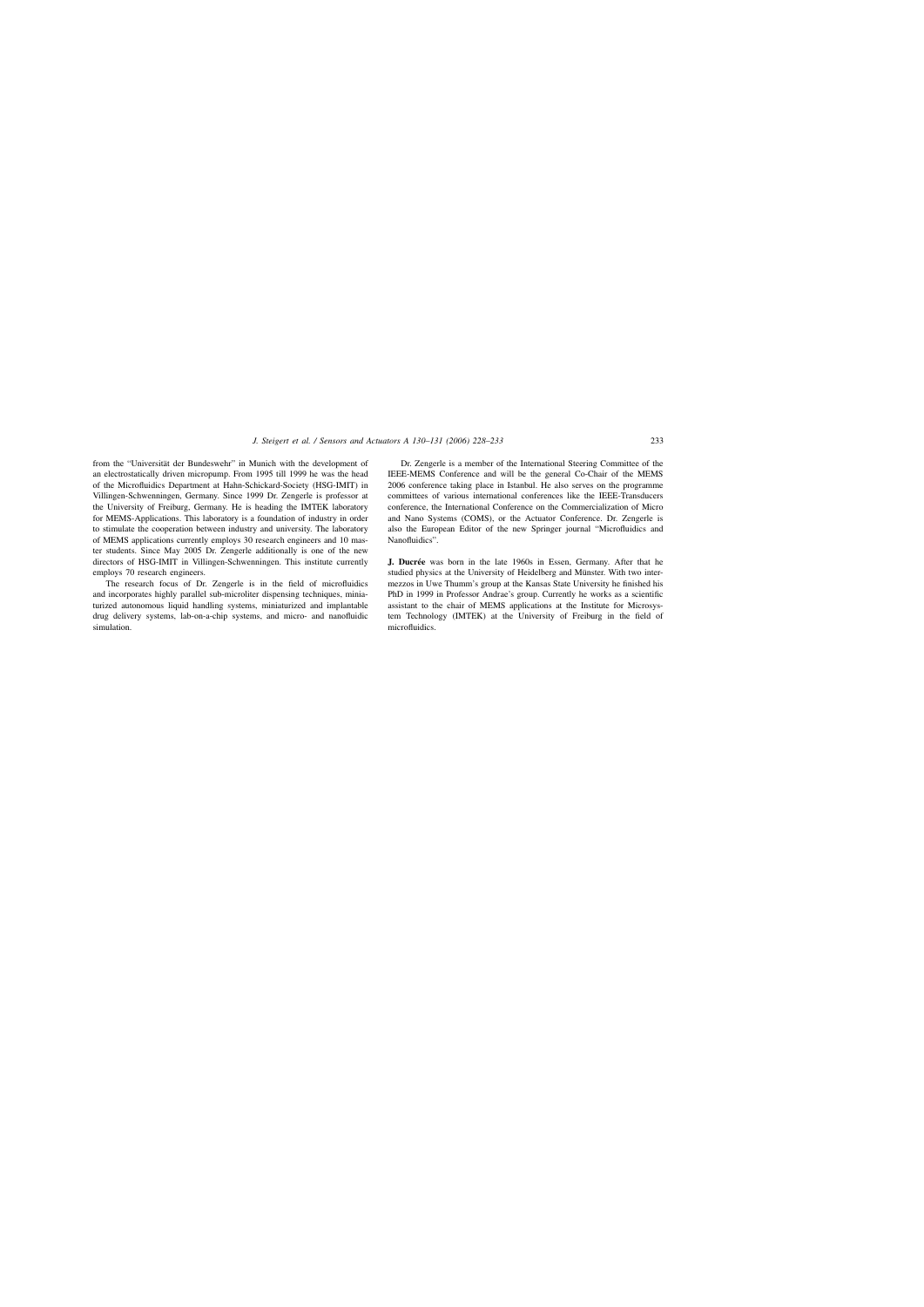from the "Universität der Bundeswehr" in Munich with the development of an electrostatically driven micropump. From 1995 till 1999 he was the head of the Microfluidics Department at Hahn-Schickard-Society (HSG-IMIT) in Villingen-Schwenningen, Germany. Since 1999 Dr. Zengerle is professor at the University of Freiburg, Germany. He is heading the IMTEK laboratory for MEMS-Applications. This laboratory is a foundation of industry in order to stimulate the cooperation between industry and university. The laboratory of MEMS applications currently employs 30 research engineers and 10 master students. Since May 2005 Dr. Zengerle additionally is one of the new directors of HSG-IMIT in Villingen-Schwenningen. This institute currently employs 70 research engineers.

The research focus of Dr. Zengerle is in the field of microfluidics and incorporates highly parallel sub-microliter dispensing techniques, miniaturized autonomous liquid handling systems, miniaturized and implantable drug delivery systems, lab-on-a-chip systems, and micro- and nanofluidic simulation.

Dr. Zengerle is a member of the International Steering Committee of the IEEE-MEMS Conference and will be the general Co-Chair of the MEMS 2006 conference taking place in Istanbul. He also serves on the programme committees of various international conferences like the IEEE-Transducers conference, the International Conference on the Commercialization of Micro and Nano Systems (COMS), or the Actuator Conference. Dr. Zengerle is also the European Editor of the new Springer journal "Microfluidics and Nanofluidics".

**J. Ducrée** was born in the late 1960s in Essen, Germany. After that he studied physics at the University of Heidelberg and Münster. With two intermezzos in Uwe Thumm's group at the Kansas State University he finished his PhD in 1999 in Professor Andrae's group. Currently he works as a scientific assistant to the chair of MEMS applications at the Institute for Microsystem Technology (IMTEK) at the University of Freiburg in the field of microfluidics.